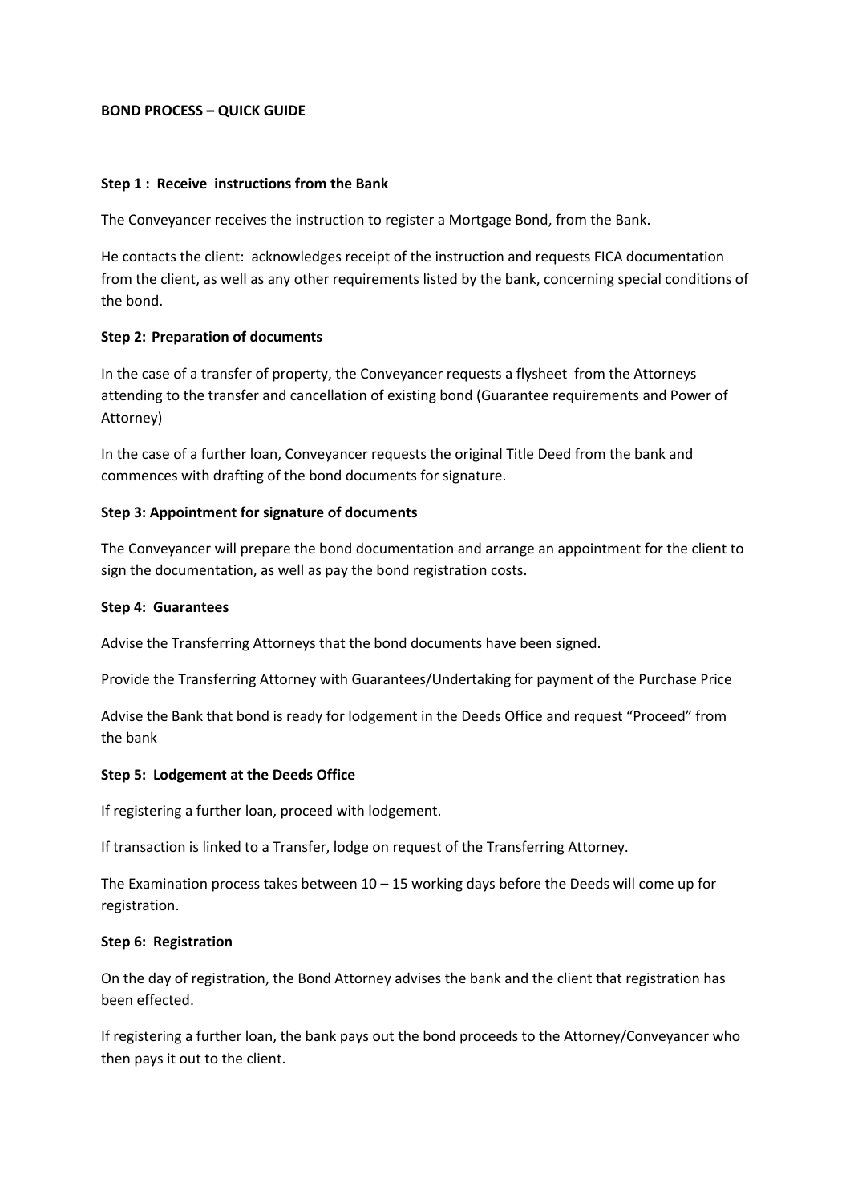**BOND PROCESS – QUICK GUIDE**

**Step 1 : Receive instructions from the Bank**

The Conveyancer receives the instruction to register a Mortgage Bond, from the Bank.

He contacts the client: acknowledges receipt of the instruction and requests FICA documentation from the client, as well as any other requirements listed by the bank, concerning special conditions of the bond.

**Step 2: Preparation of documents**

In the case of a transfer of property, the Conveyancer requests a flysheet from the Attorneys attending to the transfer and cancellation of existing bond (Guarantee requirements and Power of Attorney)

In the case of a further loan, Conveyancer requests the original Title Deed from the bank and commences with drafting of the bond documents for signature.

**Step 3: Appointment for signature of documents**

The Conveyancer will prepare the bond documentation and arrange an appointment for the client to sign the documentation, as well as pay the bond registration costs.

**Step 4: Guarantees**

Advise the Transferring Attorneys that the bond documents have been signed.

Provide the Transferring Attorney with Guarantees/Undertaking for payment of the Purchase Price

Advise the Bank that bond is ready for lodgement in the Deeds Office and request "Proceed" from the bank

**Step 5: Lodgement at the Deeds Office**

If registering a further loan, proceed with lodgement.

If transaction is linked to a Transfer, lodge on request of the Transferring Attorney.

The Examination process takes between 10 – 15 working days before the Deeds will come up for registration.

**Step 6: Registration**

On the day of registration, the Bond Attorney advises the bank and the client that registration has been effected.

If registering a further loan, the bank pays out the bond proceeds to the Attorney/Conveyancer who then pays it out to the client.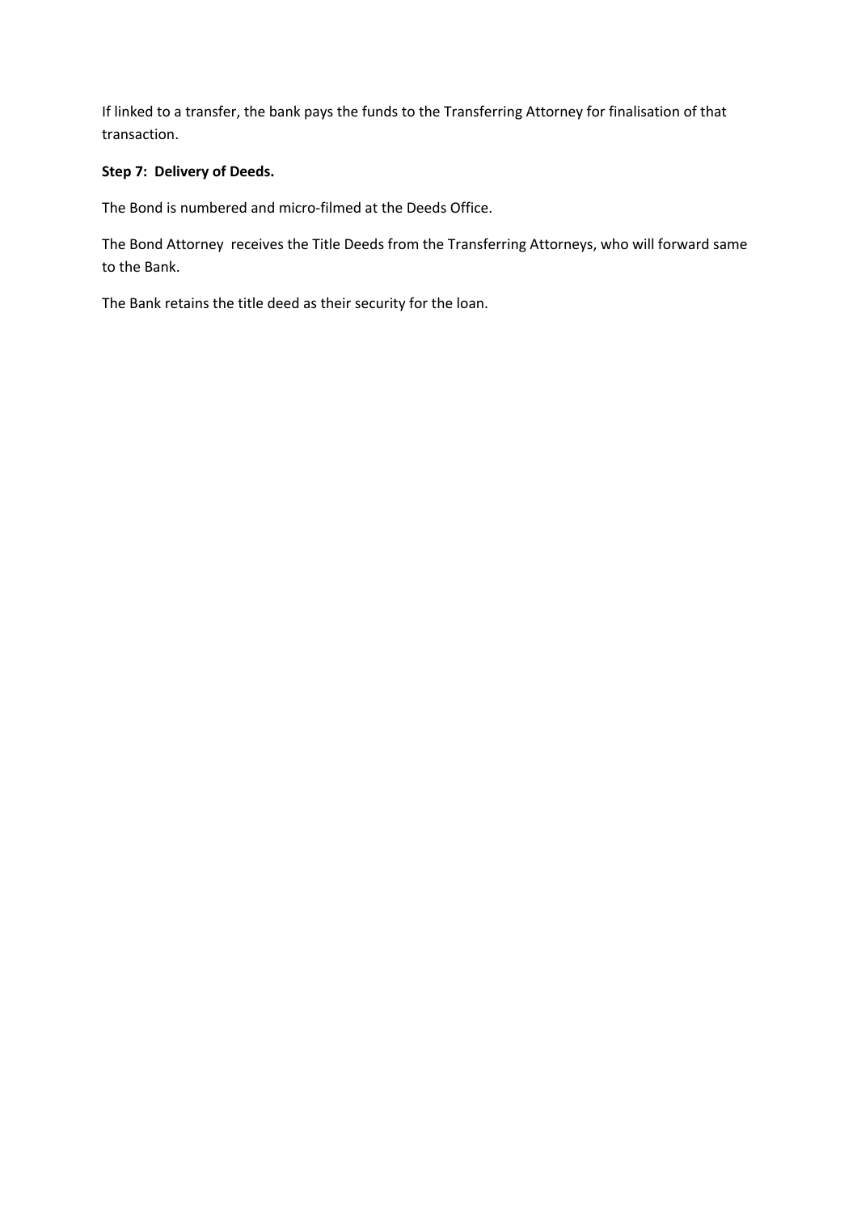If linked to a transfer, the bank pays the funds to the Transferring Attorney for finalisation of that transaction.

**Step 7: Delivery of Deeds.**

The Bond is numbered and micro-filmed at the Deeds Office.

The Bond Attorney receives the Title Deeds from the Transferring Attorneys, who will forward same to the Bank.

The Bank retains the title deed as their security for the loan.